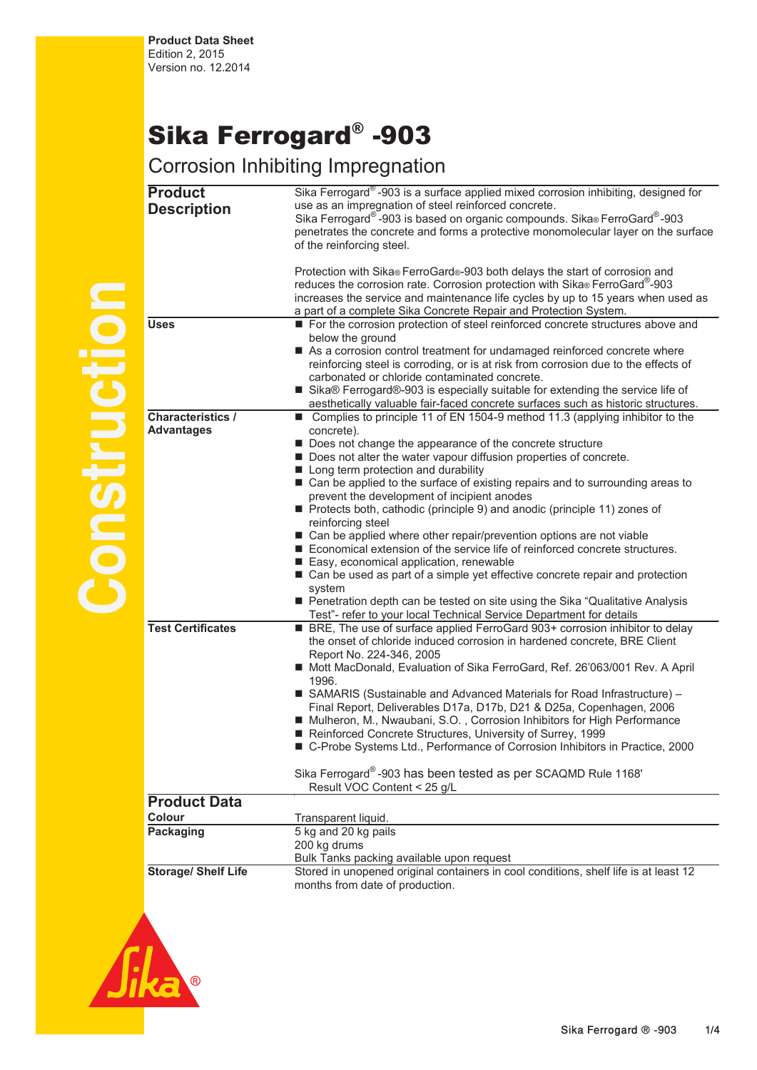Product Data Sheet
Edition 2, 2015
Version no. 12.2014

# Sika Ferrogard® -903

## Corrosion Inhibiting Impregnation

### Product Description

Sika Ferrogard® -903 is a surface applied mixed corrosion inhibiting, designed for use as an impregnation of steel reinforced concrete.
Sika Ferrogard® -903 is based on organic compounds. Sika® FerroGard® -903 penetrates the concrete and forms a protective monomolecular layer on the surface of the reinforcing steel.

Protection with Sika® FerroGard®-903 both delays the start of corrosion and reduces the corrosion rate. Corrosion protection with Sika® FerroGard®-903 increases the service and maintenance life cycles by up to 15 years when used as a part of a complete Sika Concrete Repair and Protection System.

**Uses**

- For the corrosion protection of steel reinforced concrete structures above and below the ground
- As a corrosion control treatment for undamaged reinforced concrete where reinforcing steel is corroding, or is at risk from corrosion due to the effects of carbonated or chloride contaminated concrete.
- Sika® Ferrogard®-903 is especially suitable for extending the service life of aesthetically valuable fair-faced concrete surfaces such as historic structures.

**Characteristics / Advantages**

- Complies to principle 11 of EN 1504-9 method 11.3 (applying inhibitor to the concrete).
- Does not change the appearance of the concrete structure
- Does not alter the water vapour diffusion properties of concrete.
- Long term protection and durability
- Can be applied to the surface of existing repairs and to surrounding areas to prevent the development of incipient anodes
- Protects both, cathodic (principle 9) and anodic (principle 11) zones of reinforcing steel
- Can be applied where other repair/prevention options are not viable
- Economical extension of the service life of reinforced concrete structures.
- Easy, economical application, renewable
- Can be used as part of a simple yet effective concrete repair and protection system
- Penetration depth can be tested on site using the Sika "Qualitative Analysis Test"- refer to your local Technical Service Department for details

**Test Certificates**

- BRE, The use of surface applied FerroGard 903+ corrosion inhibitor to delay the onset of chloride induced corrosion in hardened concrete, BRE Client Report No. 224-346, 2005
- Mott MacDonald, Evaluation of Sika FerroGard, Ref. 26'063/001 Rev. A April 1996.
- SAMARIS (Sustainable and Advanced Materials for Road Infrastructure) – Final Report, Deliverables D17a, D17b, D21 & D25a, Copenhagen, 2006
- Mulheron, M., Nwaubani, S.O. , Corrosion Inhibitors for High Performance
- Reinforced Concrete Structures, University of Surrey, 1999
- C-Probe Systems Ltd., Performance of Corrosion Inhibitors in Practice, 2000

Sika Ferrogard® -903 has been tested as per SCAQMD Rule 1168'
Result VOC Content < 25 g/L

### Product Data

**Colour**

Transparent liquid.

**Packaging**

5 kg and 20 kg pails
200 kg drums
Bulk Tanks packing available upon request

**Storage/ Shelf Life**

Stored in unopened original containers in cool conditions, shelf life is at least 12 months from date of production.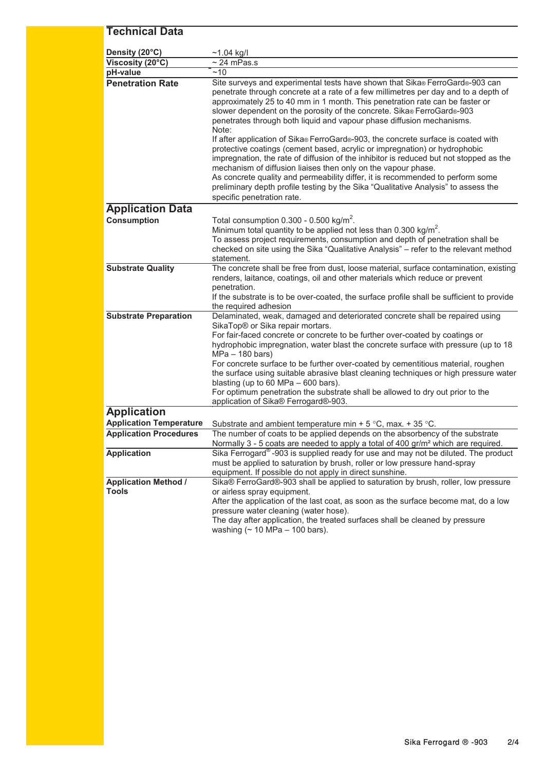## Technical Data

| | |
|---|---|
| **Density (20°C)** | ~1.04 kg/l |
| **Viscosity (20°C)** | ~ 24 mPas.s |
| **pH-value** | ~10 |
| **Penetration Rate** | Site surveys and experimental tests have shown that Sika® FerroGard®-903 can penetrate through concrete at a rate of a few millimetres per day and to a depth of approximately 25 to 40 mm in 1 month. This penetration rate can be faster or slower dependent on the porosity of the concrete. Sika® FerroGard®-903 penetrates through both liquid and vapour phase diffusion mechanisms.<br>Note:<br>If after application of Sika® FerroGard®-903, the concrete surface is coated with protective coatings (cement based, acrylic or impregnation) or hydrophobic impregnation, the rate of diffusion of the inhibitor is reduced but not stopped as the mechanism of diffusion liaises then only on the vapour phase.<br>As concrete quality and permeability differ, it is recommended to perform some preliminary depth profile testing by the Sika "Qualitative Analysis" to assess the specific penetration rate. |

## Application Data

| | |
|---|---|
| **Consumption** | Total consumption 0.300 - 0.500 kg/m$^2$.<br>Minimum total quantity to be applied not less than 0.300 kg/m$^2$.<br>To assess project requirements, consumption and depth of penetration shall be checked on site using the Sika "Qualitative Analysis" – refer to the relevant method statement. |
| **Substrate Quality** | The concrete shall be free from dust, loose material, surface contamination, existing renders, laitance, coatings, oil and other materials which reduce or prevent penetration.<br>If the substrate is to be over-coated, the surface profile shall be sufficient to provide the required adhesion |
| **Substrate Preparation** | Delaminated, weak, damaged and deteriorated concrete shall be repaired using SikaTop® or Sika repair mortars.<br>For fair-faced concrete or concrete to be further over-coated by coatings or hydrophobic impregnation, water blast the concrete surface with pressure (up to 18 MPa – 180 bars)<br>For concrete surface to be further over-coated by cementitious material, roughen the surface using suitable abrasive blast cleaning techniques or high pressure water blasting (up to 60 MPa – 600 bars).<br>For optimum penetration the substrate shall be allowed to dry out prior to the application of Sika® Ferrogard®-903. |

## Application

| | |
|---|---|
| **Application Temperature** | Substrate and ambient temperature min + 5 °C, max. + 35 °C. |
| **Application Procedures** | The number of coats to be applied depends on the absorbency of the substrate Normally 3 - 5 coats are needed to apply a total of 400 gr/m² which are required. |
| **Application** | Sika Ferrogard® -903 is supplied ready for use and may not be diluted. The product must be applied to saturation by brush, roller or low pressure hand-spray equipment. If possible do not apply in direct sunshine. |
| **Application Method / Tools** | Sika® FerroGard®-903 shall be applied to saturation by brush, roller, low pressure or airless spray equipment.<br>After the application of the last coat, as soon as the surface become mat, do a low pressure water cleaning (water hose).<br>The day after application, the treated surfaces shall be cleaned by pressure washing (~ 10 MPa – 100 bars). |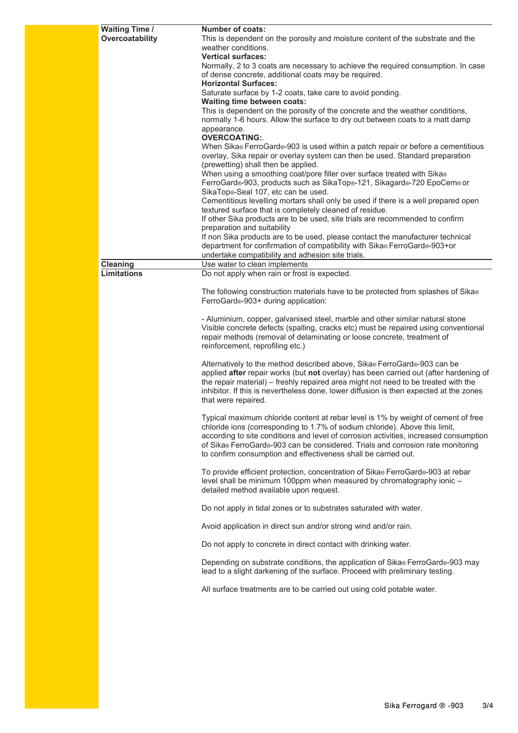| | |
|---|---|
| **Waiting Time / Overcoatability** | **Number of coats:**<br>This is dependent on the porosity and moisture content of the substrate and the weather conditions.<br>**Vertical surfaces:**<br>Normally, 2 to 3 coats are necessary to achieve the required consumption. In case of dense concrete, additional coats may be required.<br>**Horizontal Surfaces:**<br>Saturate surface by 1-2 coats, take care to avoid ponding.<br>**Waiting time between coats:**<br>This is dependent on the porosity of the concrete and the weather conditions, normally 1-6 hours. Allow the surface to dry out between coats to a matt damp appearance.<br>**OVERCOATING:**.<br>When Sika® FerroGard®-903 is used within a patch repair or before a cementitious overlay, Sika repair or overlay system can then be used. Standard preparation (prewetting) shall then be applied.<br>When using a smoothing coat/pore filler over surface treated with Sika® FerroGard®-903, products such as SikaTop®-121, Sikagard®-720 EpoCem® or SikaTop®-Seal 107, etc can be used.<br>Cementitious levelling mortars shall only be used if there is a well prepared open textured surface that is completely cleaned of residue.<br>If other Sika products are to be used, site trials are recommended to confirm preparation and suitability<br>If non Sika products are to be used, please contact the manufacturer technical department for confirmation of compatibility with Sika® FerroGard®-903+or undertake compatibility and adhesion site trials. |
| **Cleaning** | Use water to clean implements |
| **Limitations** | Do not apply when rain or frost is expected.<br><br>The following construction materials have to be protected from splashes of Sika® FerroGard®-903+ during application:<br><br>- Aluminium, copper, galvanised steel, marble and other similar natural stone<br>Visible concrete defects (spalling, cracks etc) must be repaired using conventional repair methods (removal of delaminating or loose concrete, treatment of reinforcement, reprofiling etc.)<br><br>Alternatively to the method described above, Sika® FerroGard®-903 can be applied **after** repair works (but **not** overlay) has been carried out (after hardening of the repair material) – freshly repaired area might not need to be treated with the inhibitor. If this is nevertheless done, lower diffusion is then expected at the zones that were repaired.<br><br>Typical maximum chloride content at rebar level is 1% by weight of cement of free chloride ions (corresponding to 1.7% of sodium chloride). Above this limit, according to site conditions and level of corrosion activities, increased consumption of Sika® FerroGard®-903 can be considered. Trials and corrosion rate monitoring to confirm consumption and effectiveness shall be carried out.<br><br>To provide efficient protection, concentration of Sika® FerroGard®-903 at rebar level shall be minimum 100ppm when measured by chromatography ionic – detailed method available upon request.<br><br>Do not apply in tidal zones or to substrates saturated with water.<br><br>Avoid application in direct sun and/or strong wind and/or rain.<br><br>Do not apply to concrete in direct contact with drinking water.<br><br>Depending on substrate conditions, the application of Sika® FerroGard®-903 may lead to a slight darkening of the surface. Proceed with preliminary testing.<br><br>All surface treatments are to be carried out using cold potable water. |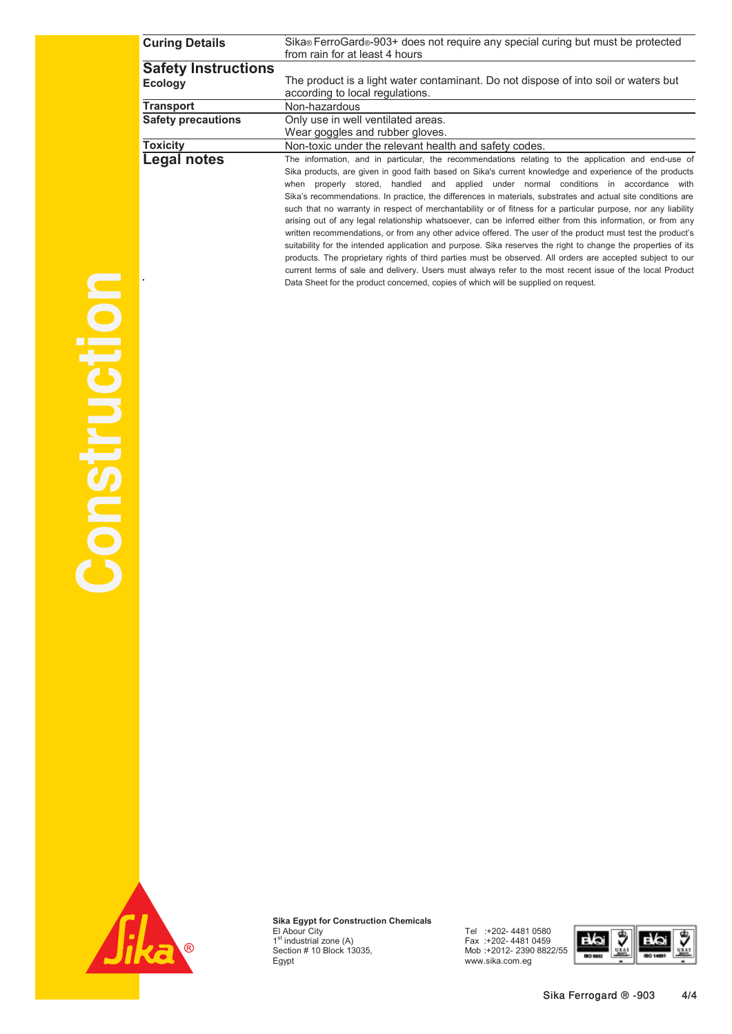| | |
|---|---|
| **Curing Details** | Sika® FerroGard®-903+ does not require any special curing but must be protected from rain for at least 4 hours |

## Safety Instructions

| | |
|---|---|
| **Ecology** | The product is a light water contaminant. Do not dispose of into soil or waters but according to local regulations. |
| **Transport** | Non-hazardous |
| **Safety precautions** | Only use in well ventilated areas.<br>Wear goggles and rubber gloves. |
| **Toxicity** | Non-toxic under the relevant health and safety codes. |

## Legal notes

The information, and in particular, the recommendations relating to the application and end-use of Sika products, are given in good faith based on Sika's current knowledge and experience of the products when properly stored, handled and applied under normal conditions in accordance with Sika's recommendations. In practice, the differences in materials, substrates and actual site conditions are such that no warranty in respect of merchantability or of fitness for a particular purpose, nor any liability arising out of any legal relationship whatsoever, can be inferred either from this information, or from any written recommendations, or from any other advice offered. The user of the product must test the product's suitability for the intended application and purpose. Sika reserves the right to change the properties of its products. The proprietary rights of third parties must be observed. All orders are accepted subject to our current terms of sale and delivery. Users must always refer to the most recent issue of the local Product Data Sheet for the product concerned, copies of which will be supplied on request.

**Sika Egypt for Construction Chemicals**
El Abour City
1st industrial zone (A)
Section # 10 Block 13035,
Egypt

Tel :+202- 4481 0580
Fax :+202- 4481 0459
Mob :+2012- 2390 8822/55
www.sika.com.eg